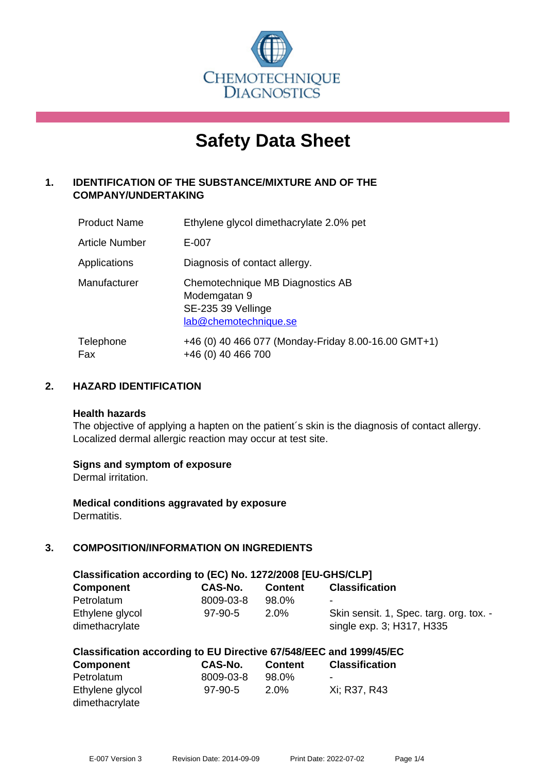CHEMOTECHNIQUE DIAGNOSTICS

# Safety Data Sheet

## 1. IDENTIFICATION OF THE SUBSTANCE/MIXTURE AND OF THE COMPANY/UNDERTAKING

| | |
|---|---|
| Product Name | Ethylene glycol dimethacrylate 2.0% pet |
| Article Number | E-007 |
| Applications | Diagnosis of contact allergy. |
| Manufacturer | Chemotechnique MB Diagnostics AB<br>Modemgatan 9<br>SE-235 39 Vellinge<br>lab@chemotechnique.se |
| Telephone<br>Fax | +46 (0) 40 466 077 (Monday-Friday 8.00-16.00 GMT+1)<br>+46 (0) 40 466 700 |

## 2. HAZARD IDENTIFICATION

**Health hazards**

The objective of applying a hapten on the patient´s skin is the diagnosis of contact allergy. Localized dermal allergic reaction may occur at test site.

**Signs and symptom of exposure**

Dermal irritation.

**Medical conditions aggravated by exposure**

Dermatitis.

## 3. COMPOSITION/INFORMATION ON INGREDIENTS

**Classification according to (EC) No. 1272/2008 [EU-GHS/CLP]**

| Component | CAS-No. | Content | Classification |
|---|---|---|---|
| Petrolatum | 8009-03-8 | 98.0% | - |
| Ethylene glycol dimethacrylate | 97-90-5 | 2.0% | Skin sensit. 1, Spec. targ. org. tox. - single exp. 3; H317, H335 |

**Classification according to EU Directive 67/548/EEC and 1999/45/EC**

| Component | CAS-No. | Content | Classification |
|---|---|---|---|
| Petrolatum | 8009-03-8 | 98.0% | - |
| Ethylene glycol dimethacrylate | 97-90-5 | 2.0% | Xi; R37, R43 |

E-007 Version 3 Revision Date: 2014-09-09 Print Date: 2022-07-02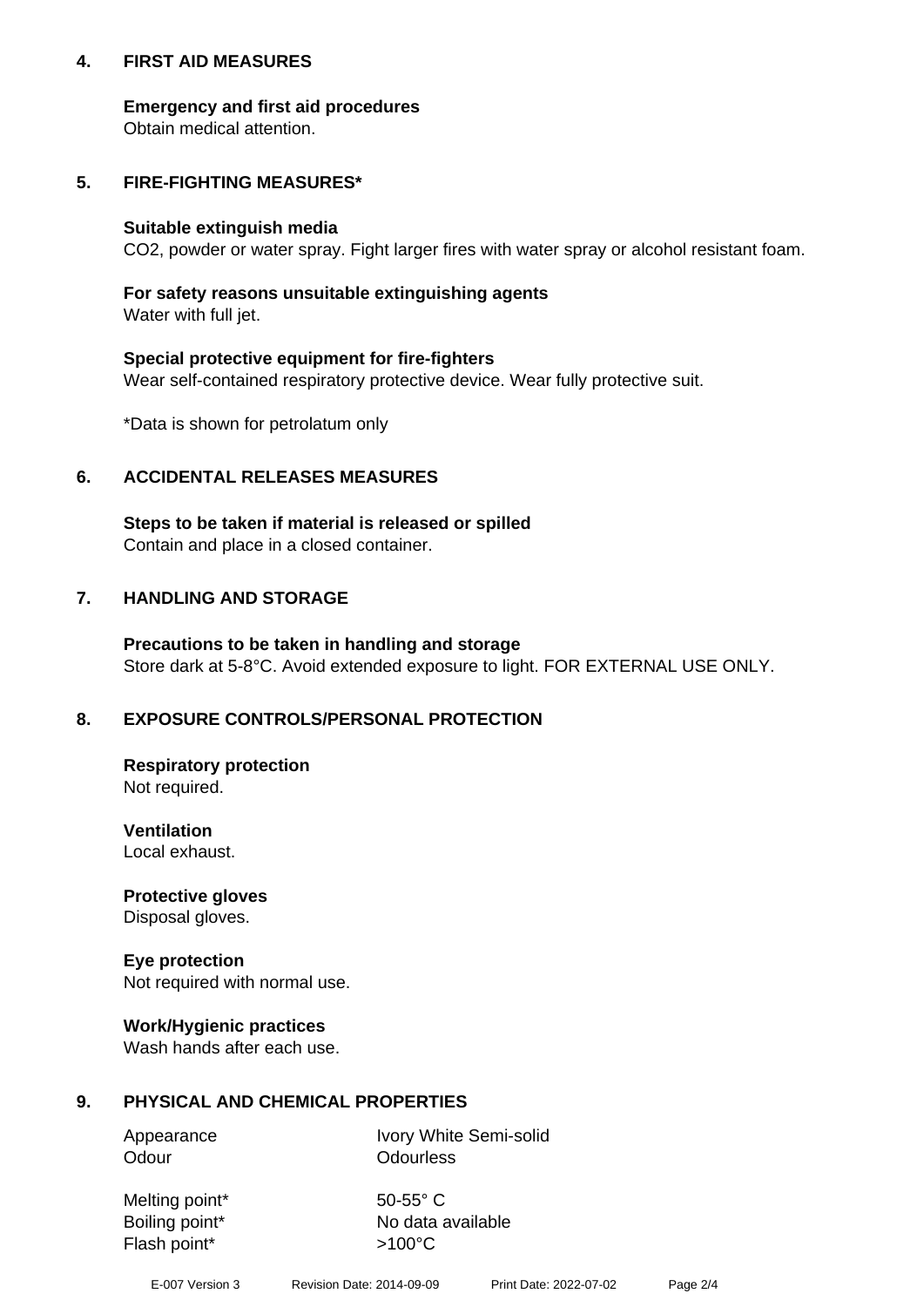## 4. FIRST AID MEASURES

**Emergency and first aid procedures**
Obtain medical attention.

## 5. FIRE-FIGHTING MEASURES*

**Suitable extinguish media**
$CO_2$, powder or water spray. Fight larger fires with water spray or alcohol resistant foam.

**For safety reasons unsuitable extinguishing agents**
Water with full jet.

**Special protective equipment for fire-fighters**
Wear self-contained respiratory protective device. Wear fully protective suit.

*Data is shown for petrolatum only

## 6. ACCIDENTAL RELEASES MEASURES

**Steps to be taken if material is released or spilled**
Contain and place in a closed container.

## 7. HANDLING AND STORAGE

**Precautions to be taken in handling and storage**
Store dark at 5-8°C. Avoid extended exposure to light. FOR EXTERNAL USE ONLY.

## 8. EXPOSURE CONTROLS/PERSONAL PROTECTION

**Respiratory protection**
Not required.

**Ventilation**
Local exhaust.

**Protective gloves**
Disposal gloves.

**Eye protection**
Not required with normal use.

**Work/Hygienic practices**
Wash hands after each use.

## 9. PHYSICAL AND CHEMICAL PROPERTIES

| | |
|---|---|
| Appearance | Ivory White Semi-solid |
| Odour | Odourless |
| Melting point* | 50-55° C |
| Boiling point* | No data available |
| Flash point* | >100°C |

E-007 Version 3 Revision Date: 2014-09-09 Print Date: 2022-07-02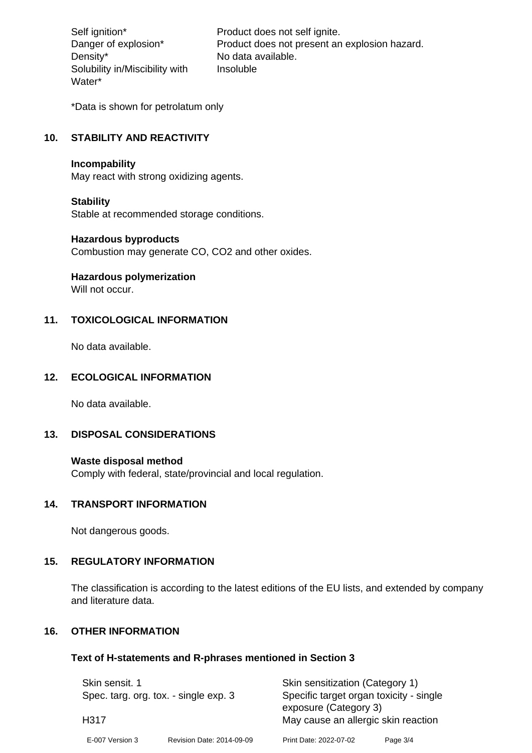| | |
|---|---|
| Self ignition* | Product does not self ignite. |
| Danger of explosion* | Product does not present an explosion hazard. |
| Density* | No data available. |
| Solubility in/Miscibility with Water* | Insoluble |

*Data is shown for petrolatum only

## 10. STABILITY AND REACTIVITY

**Incompability**
May react with strong oxidizing agents.

**Stability**
Stable at recommended storage conditions.

**Hazardous byproducts**
Combustion may generate CO, $CO_2$ and other oxides.

**Hazardous polymerization**
Will not occur.

## 11. TOXICOLOGICAL INFORMATION

No data available.

## 12. ECOLOGICAL INFORMATION

No data available.

## 13. DISPOSAL CONSIDERATIONS

**Waste disposal method**
Comply with federal, state/provincial and local regulation.

## 14. TRANSPORT INFORMATION

Not dangerous goods.

## 15. REGULATORY INFORMATION

The classification is according to the latest editions of the EU lists, and extended by company and literature data.

## 16. OTHER INFORMATION

**Text of H-statements and R-phrases mentioned in Section 3**

| | |
|---|---|
| Skin sensit. 1 | Skin sensitization (Category 1) |
| Spec. targ. org. tox. - single exp. 3 | Specific target organ toxicity - single exposure (Category 3) |
| H317 | May cause an allergic skin reaction |

E-007 Version 3 Revision Date: 2014-09-09 Print Date: 2022-07-02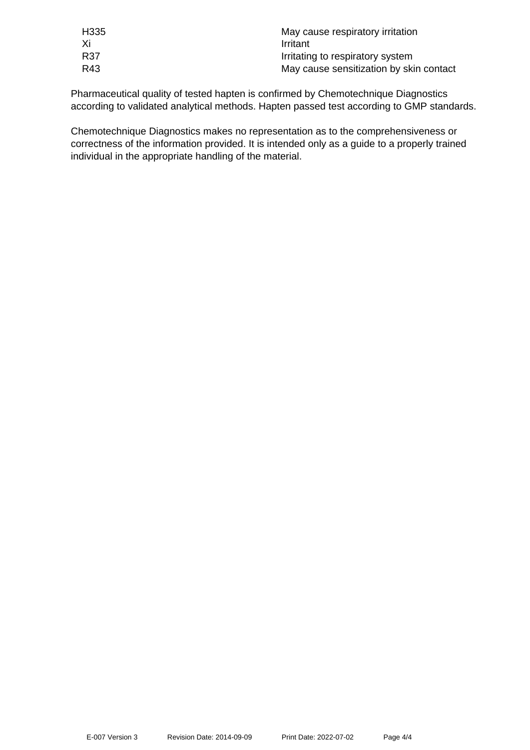| | |
|---|---|
| H335 | May cause respiratory irritation |
| Xi | Irritant |
| R37 | Irritating to respiratory system |
| R43 | May cause sensitization by skin contact |

Pharmaceutical quality of tested hapten is confirmed by Chemotechnique Diagnostics according to validated analytical methods. Hapten passed test according to GMP standards.

Chemotechnique Diagnostics makes no representation as to the comprehensiveness or correctness of the information provided. It is intended only as a guide to a properly trained individual in the appropriate handling of the material.